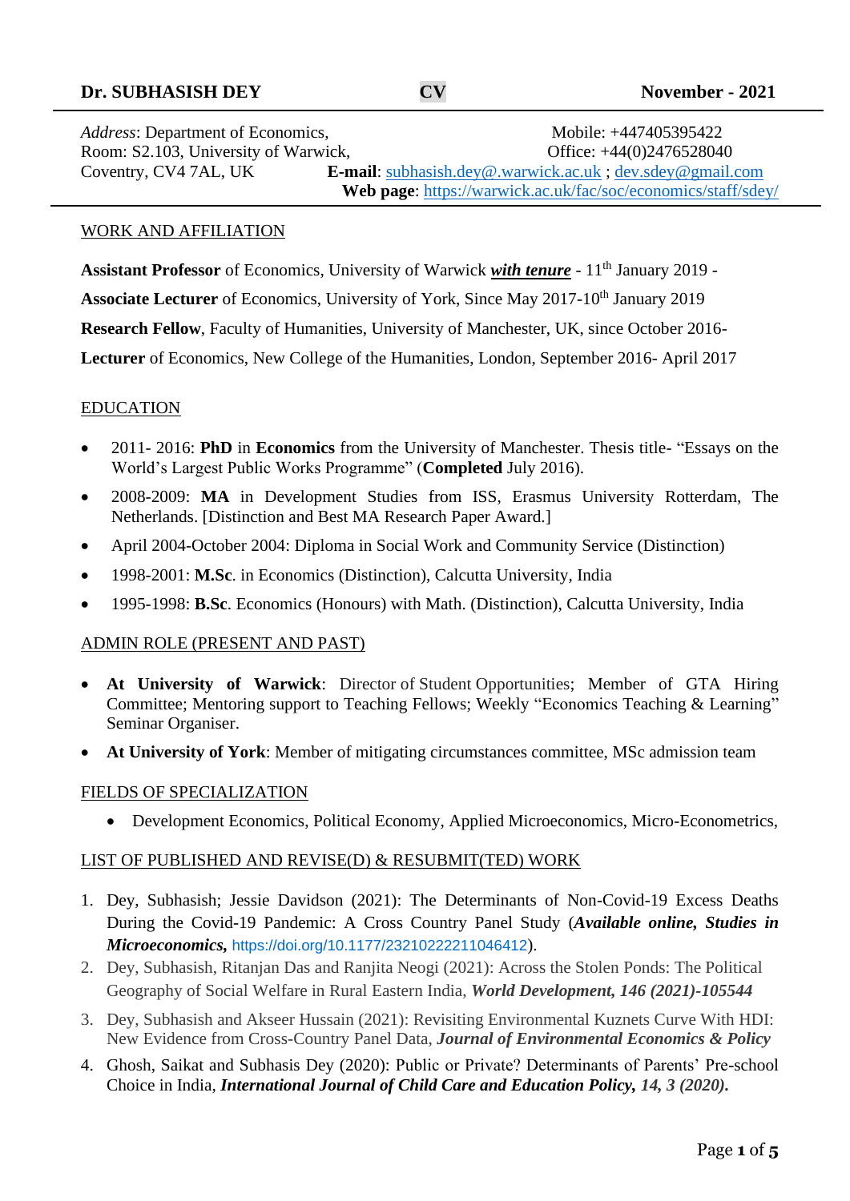**Dr. SUBHASISH DEY** **CV** **November - 2021**

*Address*: Department of Economics,
Room: S2.103, University of Warwick,
Coventry, CV4 7AL, UK

Mobile: +447405395422
Office: +44(0)2476528040
**E-mail**: subhasish.dey@.warwick.ac.uk ; dev.sdey@gmail.com
**Web page**: https://warwick.ac.uk/fac/soc/economics/staff/sdey/

## WORK AND AFFILIATION

**Assistant Professor** of Economics, University of Warwick ***with tenure*** - 11th January 2019 -

**Associate Lecturer** of Economics, University of York, Since May 2017-10th January 2019

**Research Fellow**, Faculty of Humanities, University of Manchester, UK, since October 2016-

**Lecturer** of Economics, New College of the Humanities, London, September 2016- April 2017

## EDUCATION

- 2011- 2016: **PhD** in **Economics** from the University of Manchester. Thesis title- "Essays on the World's Largest Public Works Programme" (**Completed** July 2016).
- 2008-2009: **MA** in Development Studies from ISS, Erasmus University Rotterdam, The Netherlands. [Distinction and Best MA Research Paper Award.]
- April 2004-October 2004: Diploma in Social Work and Community Service (Distinction)
- 1998-2001: **M.Sc**. in Economics (Distinction), Calcutta University, India
- 1995-1998: **B.Sc**. Economics (Honours) with Math. (Distinction), Calcutta University, India

## ADMIN ROLE (PRESENT AND PAST)

- **At University of Warwick**: Director of Student Opportunities; Member of GTA Hiring Committee; Mentoring support to Teaching Fellows; Weekly "Economics Teaching & Learning" Seminar Organiser.
- **At University of York**: Member of mitigating circumstances committee, MSc admission team

## FIELDS OF SPECIALIZATION

- Development Economics, Political Economy, Applied Microeconomics, Micro-Econometrics,

## LIST OF PUBLISHED AND REVISE(D) & RESUBMIT(TED) WORK

1. Dey, Subhasish; Jessie Davidson (2021): The Determinants of Non-Covid-19 Excess Deaths During the Covid-19 Pandemic: A Cross Country Panel Study (***Available online, Studies in Microeconomics,*** https://doi.org/10.1177/23210222211046412).
2. Dey, Subhasish, Ritanjan Das and Ranjita Neogi (2021): Across the Stolen Ponds: The Political Geography of Social Welfare in Rural Eastern India, ***World Development, 146 (2021)-105544***
3. Dey, Subhasish and Akseer Hussain (2021): Revisiting Environmental Kuznets Curve With HDI: New Evidence from Cross-Country Panel Data, ***Journal of Environmental Economics & Policy***
4. Ghosh, Saikat and Subhasis Dey (2020): Public or Private? Determinants of Parents' Pre-school Choice in India, ***International Journal of Child Care and Education Policy, 14, 3 (2020).***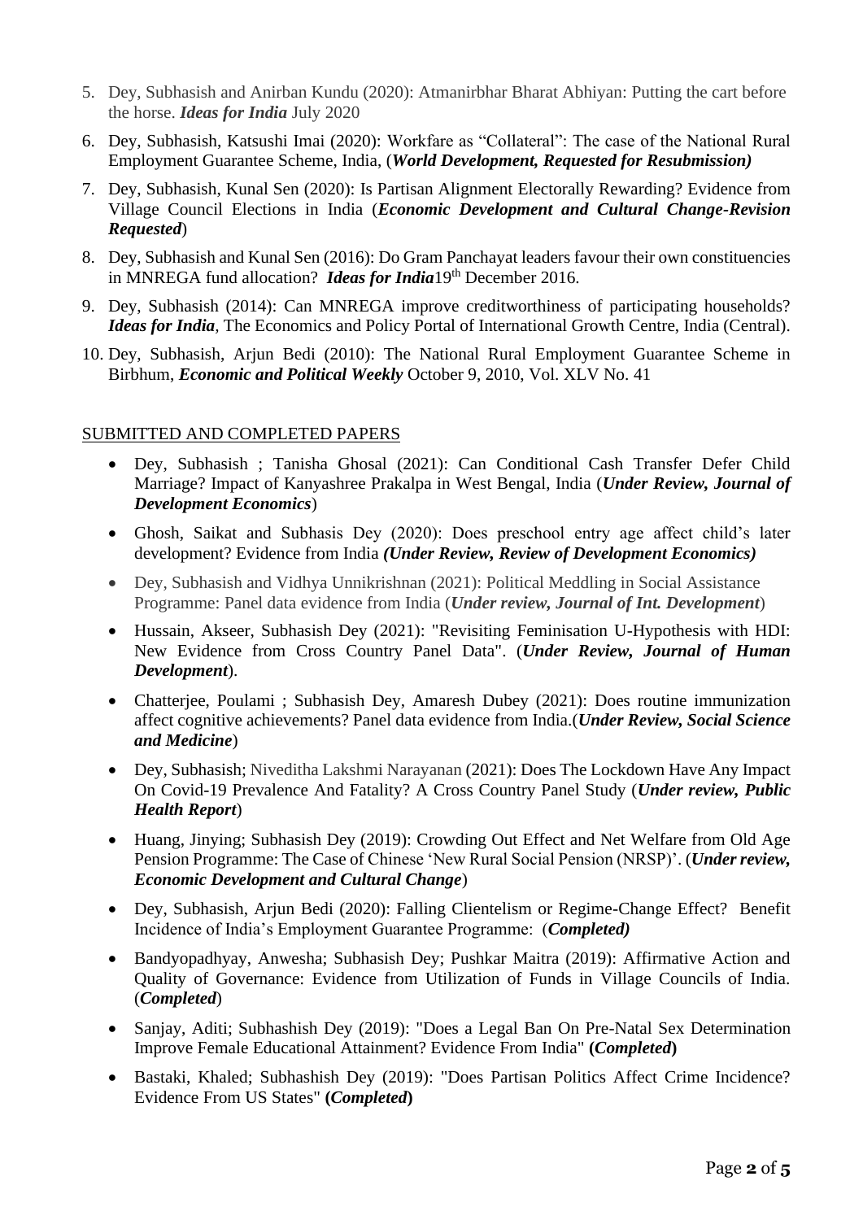5. Dey, Subhasish and Anirban Kundu (2020): Atmanirbhar Bharat Abhiyan: Putting the cart before the horse. ***Ideas for India*** July 2020
6. Dey, Subhasish, Katsushi Imai (2020): Workfare as "Collateral": The case of the National Rural Employment Guarantee Scheme, India, (***World Development, Requested for Resubmission)***
7. Dey, Subhasish, Kunal Sen (2020): Is Partisan Alignment Electorally Rewarding? Evidence from Village Council Elections in India (***Economic Development and Cultural Change-Revision Requested***)
8. Dey, Subhasish and Kunal Sen (2016): Do Gram Panchayat leaders favour their own constituencies in MNREGA fund allocation? ***Ideas for India***19th December 2016.
9. Dey, Subhasish (2014): Can MNREGA improve creditworthiness of participating households? ***Ideas for India***, The Economics and Policy Portal of International Growth Centre, India (Central).
10. Dey, Subhasish, Arjun Bedi (2010): The National Rural Employment Guarantee Scheme in Birbhum, ***Economic and Political Weekly*** October 9, 2010, Vol. XLV No. 41

SUBMITTED AND COMPLETED PAPERS

- Dey, Subhasish ; Tanisha Ghosal (2021): Can Conditional Cash Transfer Defer Child Marriage? Impact of Kanyashree Prakalpa in West Bengal, India (***Under Review, Journal of Development Economics***)
- Ghosh, Saikat and Subhasis Dey (2020): Does preschool entry age affect child's later development? Evidence from India ***(Under Review, Review of Development Economics)***
- Dey, Subhasish and Vidhya Unnikrishnan (2021): Political Meddling in Social Assistance Programme: Panel data evidence from India (***Under review, Journal of Int. Development***)
- Hussain, Akseer, Subhasish Dey (2021): "Revisiting Feminisation U-Hypothesis with HDI: New Evidence from Cross Country Panel Data". (***Under Review, Journal of Human Development***).
- Chatterjee, Poulami ; Subhasish Dey, Amaresh Dubey (2021): Does routine immunization affect cognitive achievements? Panel data evidence from India.(***Under Review, Social Science and Medicine***)
- Dey, Subhasish; Niveditha Lakshmi Narayanan (2021): Does The Lockdown Have Any Impact On Covid-19 Prevalence And Fatality? A Cross Country Panel Study (***Under review, Public Health Report***)
- Huang, Jinying; Subhasish Dey (2019): Crowding Out Effect and Net Welfare from Old Age Pension Programme: The Case of Chinese 'New Rural Social Pension (NRSP)'. (***Under review, Economic Development and Cultural Change***)
- Dey, Subhasish, Arjun Bedi (2020): Falling Clientelism or Regime-Change Effect? Benefit Incidence of India's Employment Guarantee Programme: (***Completed)***
- Bandyopadhyay, Anwesha; Subhasish Dey; Pushkar Maitra (2019): Affirmative Action and Quality of Governance: Evidence from Utilization of Funds in Village Councils of India. (***Completed***)
- Sanjay, Aditi; Subhashish Dey (2019): "Does a Legal Ban On Pre-Natal Sex Determination Improve Female Educational Attainment? Evidence From India" **(*Completed*)**
- Bastaki, Khaled; Subhashish Dey (2019): "Does Partisan Politics Affect Crime Incidence? Evidence From US States" **(*Completed*)**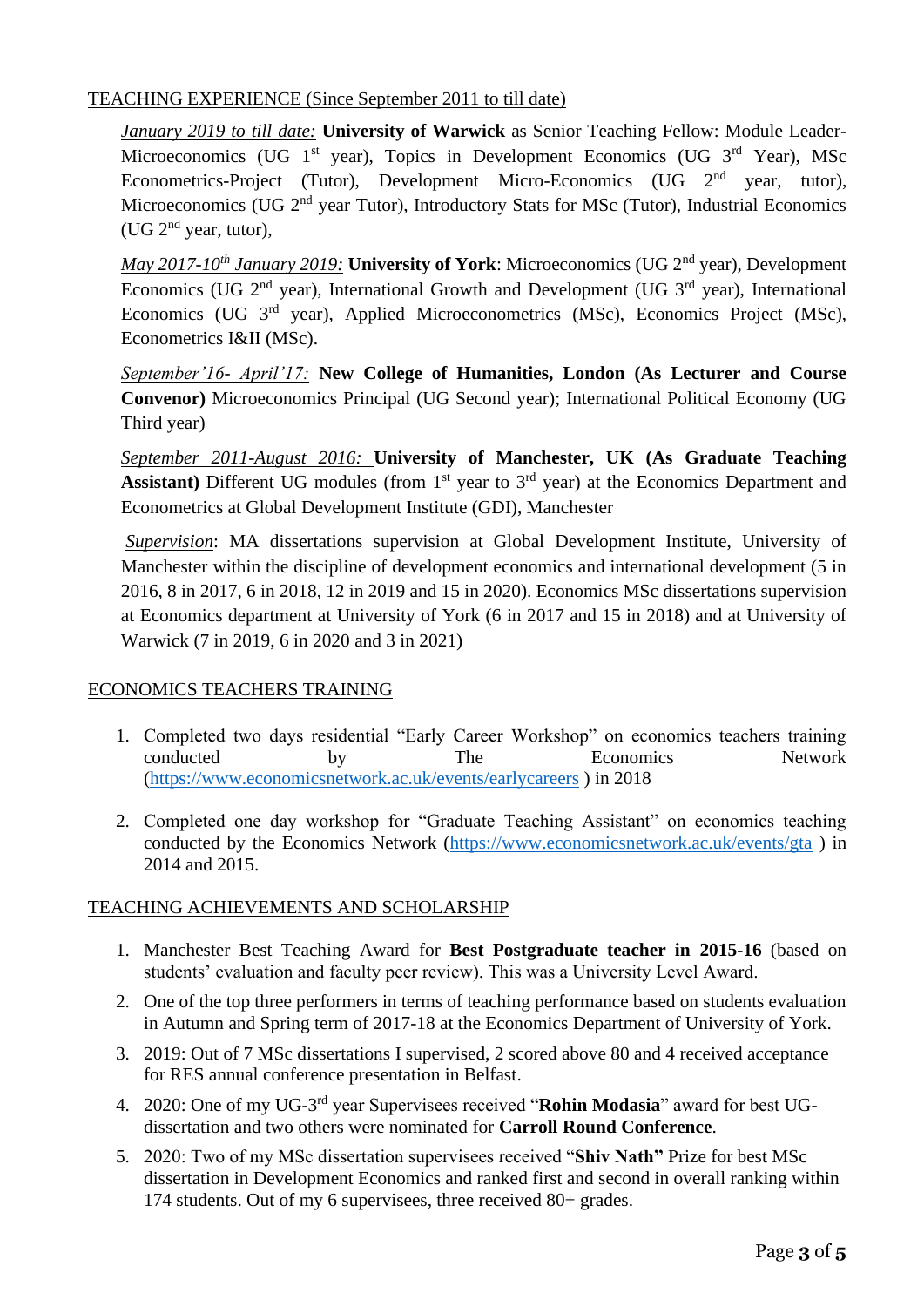## TEACHING EXPERIENCE (Since September 2011 to till date)

*January 2019 to till date:* **University of Warwick** as Senior Teaching Fellow: Module Leader-Microeconomics (UG 1st year), Topics in Development Economics (UG 3rd Year), MSc Econometrics-Project (Tutor), Development Micro-Economics (UG 2nd year, tutor), Microeconomics (UG 2nd year Tutor), Introductory Stats for MSc (Tutor), Industrial Economics (UG 2nd year, tutor),

*May 2017-10th January 2019:* **University of York**: Microeconomics (UG 2nd year), Development Economics (UG 2nd year), International Growth and Development (UG 3rd year), International Economics (UG 3rd year), Applied Microeconometrics (MSc), Economics Project (MSc), Econometrics I&II (MSc).

*September'16- April'17:* **New College of Humanities, London (As Lecturer and Course Convenor)** Microeconomics Principal (UG Second year); International Political Economy (UG Third year)

*September 2011-August 2016:* **University of Manchester, UK (As Graduate Teaching Assistant)** Different UG modules (from 1st year to 3rd year) at the Economics Department and Econometrics at Global Development Institute (GDI), Manchester

*Supervision*: MA dissertations supervision at Global Development Institute, University of Manchester within the discipline of development economics and international development (5 in 2016, 8 in 2017, 6 in 2018, 12 in 2019 and 15 in 2020). Economics MSc dissertations supervision at Economics department at University of York (6 in 2017 and 15 in 2018) and at University of Warwick (7 in 2019, 6 in 2020 and 3 in 2021)

## ECONOMICS TEACHERS TRAINING

1. Completed two days residential "Early Career Workshop" on economics teachers training conducted by The Economics Network (https://www.economicsnetwork.ac.uk/events/earlycareers ) in 2018
2. Completed one day workshop for "Graduate Teaching Assistant" on economics teaching conducted by the Economics Network (https://www.economicsnetwork.ac.uk/events/gta ) in 2014 and 2015.

## TEACHING ACHIEVEMENTS AND SCHOLARSHIP

1. Manchester Best Teaching Award for **Best Postgraduate teacher in 2015-16** (based on students' evaluation and faculty peer review). This was a University Level Award.
2. One of the top three performers in terms of teaching performance based on students evaluation in Autumn and Spring term of 2017-18 at the Economics Department of University of York.
3. 2019: Out of 7 MSc dissertations I supervised, 2 scored above 80 and 4 received acceptance for RES annual conference presentation in Belfast.
4. 2020: One of my UG-3rd year Supervisees received "**Rohin Modasia**" award for best UG-dissertation and two others were nominated for **Carroll Round Conference**.
5. 2020: Two of my MSc dissertation supervisees received "**Shiv Nath"** Prize for best MSc dissertation in Development Economics and ranked first and second in overall ranking within 174 students. Out of my 6 supervisees, three received 80+ grades.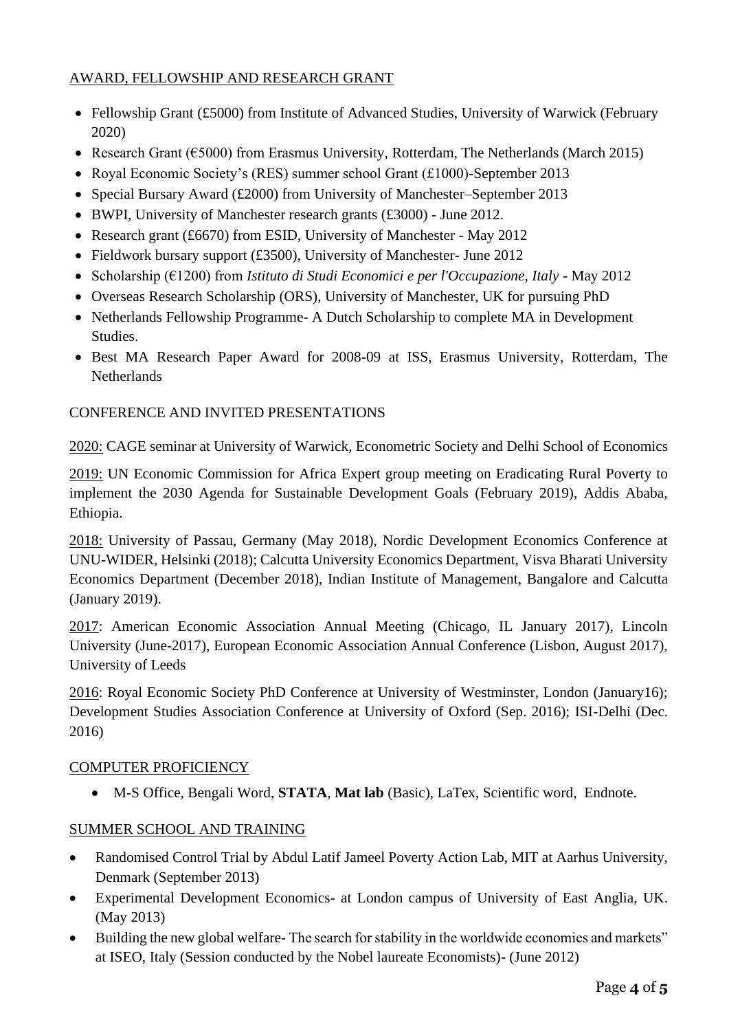## AWARD, FELLOWSHIP AND RESEARCH GRANT

- Fellowship Grant (£5000) from Institute of Advanced Studies, University of Warwick (February 2020)
- Research Grant (€5000) from Erasmus University, Rotterdam, The Netherlands (March 2015)
- Royal Economic Society's (RES) summer school Grant (£1000)-September 2013
- Special Bursary Award (£2000) from University of Manchester–September 2013
- BWPI, University of Manchester research grants (£3000) - June 2012.
- Research grant (£6670) from ESID, University of Manchester - May 2012
- Fieldwork bursary support (£3500), University of Manchester- June 2012
- Scholarship (€1200) from *Istituto di Studi Economici e per l'Occupazione, Italy* - May 2012
- Overseas Research Scholarship (ORS), University of Manchester, UK for pursuing PhD
- Netherlands Fellowship Programme- A Dutch Scholarship to complete MA in Development Studies.
- Best MA Research Paper Award for 2008-09 at ISS, Erasmus University, Rotterdam, The Netherlands

## CONFERENCE AND INVITED PRESENTATIONS

2020: CAGE seminar at University of Warwick, Econometric Society and Delhi School of Economics

2019: UN Economic Commission for Africa Expert group meeting on Eradicating Rural Poverty to implement the 2030 Agenda for Sustainable Development Goals (February 2019), Addis Ababa, Ethiopia.

2018: University of Passau, Germany (May 2018), Nordic Development Economics Conference at UNU-WIDER, Helsinki (2018); Calcutta University Economics Department, Visva Bharati University Economics Department (December 2018), Indian Institute of Management, Bangalore and Calcutta (January 2019).

2017: American Economic Association Annual Meeting (Chicago, IL January 2017), Lincoln University (June-2017), European Economic Association Annual Conference (Lisbon, August 2017), University of Leeds

2016: Royal Economic Society PhD Conference at University of Westminster, London (January16); Development Studies Association Conference at University of Oxford (Sep. 2016); ISI-Delhi (Dec. 2016)

## COMPUTER PROFICIENCY

- M-S Office, Bengali Word, **STATA**, **Mat lab** (Basic), LaTex, Scientific word, Endnote.

## SUMMER SCHOOL AND TRAINING

- Randomised Control Trial by Abdul Latif Jameel Poverty Action Lab, MIT at Aarhus University, Denmark (September 2013)
- Experimental Development Economics- at London campus of University of East Anglia, UK. (May 2013)
- Building the new global welfare- The search for stability in the worldwide economies and markets" at ISEO, Italy (Session conducted by the Nobel laureate Economists)- (June 2012)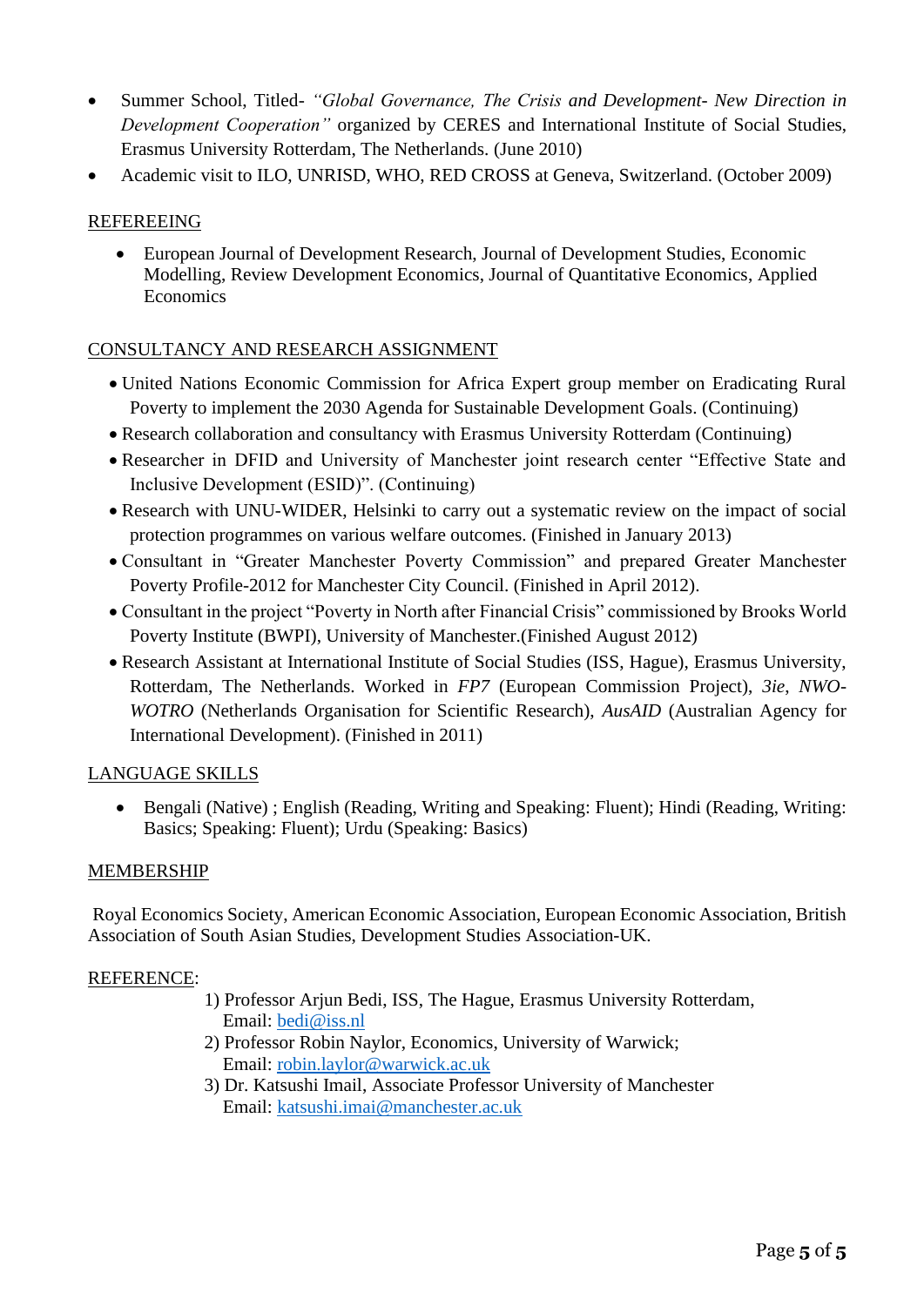- Summer School, Titled- *"Global Governance, The Crisis and Development- New Direction in Development Cooperation"* organized by CERES and International Institute of Social Studies, Erasmus University Rotterdam, The Netherlands. (June 2010)
- Academic visit to ILO, UNRISD, WHO, RED CROSS at Geneva, Switzerland. (October 2009)

## REFEREEING

- European Journal of Development Research, Journal of Development Studies, Economic Modelling, Review Development Economics, Journal of Quantitative Economics, Applied Economics

## CONSULTANCY AND RESEARCH ASSIGNMENT

- United Nations Economic Commission for Africa Expert group member on Eradicating Rural Poverty to implement the 2030 Agenda for Sustainable Development Goals. (Continuing)
- Research collaboration and consultancy with Erasmus University Rotterdam (Continuing)
- Researcher in DFID and University of Manchester joint research center "Effective State and Inclusive Development (ESID)". (Continuing)
- Research with UNU-WIDER, Helsinki to carry out a systematic review on the impact of social protection programmes on various welfare outcomes. (Finished in January 2013)
- Consultant in "Greater Manchester Poverty Commission" and prepared Greater Manchester Poverty Profile-2012 for Manchester City Council. (Finished in April 2012).
- Consultant in the project "Poverty in North after Financial Crisis" commissioned by Brooks World Poverty Institute (BWPI), University of Manchester.(Finished August 2012)
- Research Assistant at International Institute of Social Studies (ISS, Hague), Erasmus University, Rotterdam, The Netherlands. Worked in *FP7* (European Commission Project), *3ie*, *NWO-WOTRO* (Netherlands Organisation for Scientific Research), *AusAID* (Australian Agency for International Development). (Finished in 2011)

## LANGUAGE SKILLS

- Bengali (Native) ; English (Reading, Writing and Speaking: Fluent); Hindi (Reading, Writing: Basics; Speaking: Fluent); Urdu (Speaking: Basics)

## MEMBERSHIP

Royal Economics Society, American Economic Association, European Economic Association, British Association of South Asian Studies, Development Studies Association-UK.

## REFERENCE:

1) Professor Arjun Bedi, ISS, The Hague, Erasmus University Rotterdam,
   Email: bedi@iss.nl
2) Professor Robin Naylor, Economics, University of Warwick;
   Email: robin.laylor@warwick.ac.uk
3) Dr. Katsushi Imail, Associate Professor University of Manchester
   Email: katsushi.imai@manchester.ac.uk